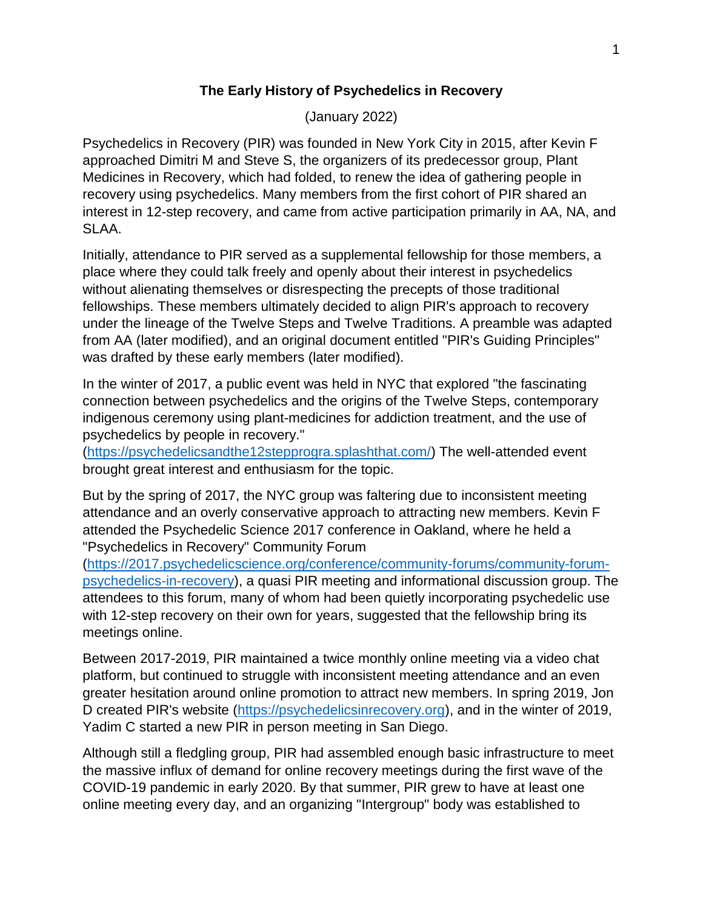# The Early History of Psychedelics in Recovery

(January 2022)

Psychedelics in Recovery (PIR) was founded in New York City in 2015, after Kevin F approached Dimitri M and Steve S, the organizers of its predecessor group, Plant Medicines in Recovery, which had folded, to renew the idea of gathering people in recovery using psychedelics. Many members from the first cohort of PIR shared an interest in 12-step recovery, and came from active participation primarily in AA, NA, and SLAA.

Initially, attendance to PIR served as a supplemental fellowship for those members, a place where they could talk freely and openly about their interest in psychedelics without alienating themselves or disrespecting the precepts of those traditional fellowships. These members ultimately decided to align PIR's approach to recovery under the lineage of the Twelve Steps and Twelve Traditions. A preamble was adapted from AA (later modified), and an original document entitled "PIR's Guiding Principles" was drafted by these early members (later modified).

In the winter of 2017, a public event was held in NYC that explored "the fascinating connection between psychedelics and the origins of the Twelve Steps, contemporary indigenous ceremony using plant-medicines for addiction treatment, and the use of psychedelics by people in recovery." (https://psychedelicsandthe12stepprogra.splashthat.com/) The well-attended event brought great interest and enthusiasm for the topic.

But by the spring of 2017, the NYC group was faltering due to inconsistent meeting attendance and an overly conservative approach to attracting new members. Kevin F attended the Psychedelic Science 2017 conference in Oakland, where he held a "Psychedelics in Recovery" Community Forum (https://2017.psychedelicscience.org/conference/community-forums/community-forum-psychedelics-in-recovery), a quasi PIR meeting and informational discussion group. The attendees to this forum, many of whom had been quietly incorporating psychedelic use with 12-step recovery on their own for years, suggested that the fellowship bring its meetings online.

Between 2017-2019, PIR maintained a twice monthly online meeting via a video chat platform, but continued to struggle with inconsistent meeting attendance and an even greater hesitation around online promotion to attract new members. In spring 2019, Jon D created PIR's website (https://psychedelicsinrecovery.org), and in the winter of 2019, Yadim C started a new PIR in person meeting in San Diego.

Although still a fledgling group, PIR had assembled enough basic infrastructure to meet the massive influx of demand for online recovery meetings during the first wave of the COVID-19 pandemic in early 2020. By that summer, PIR grew to have at least one online meeting every day, and an organizing "Intergroup" body was established to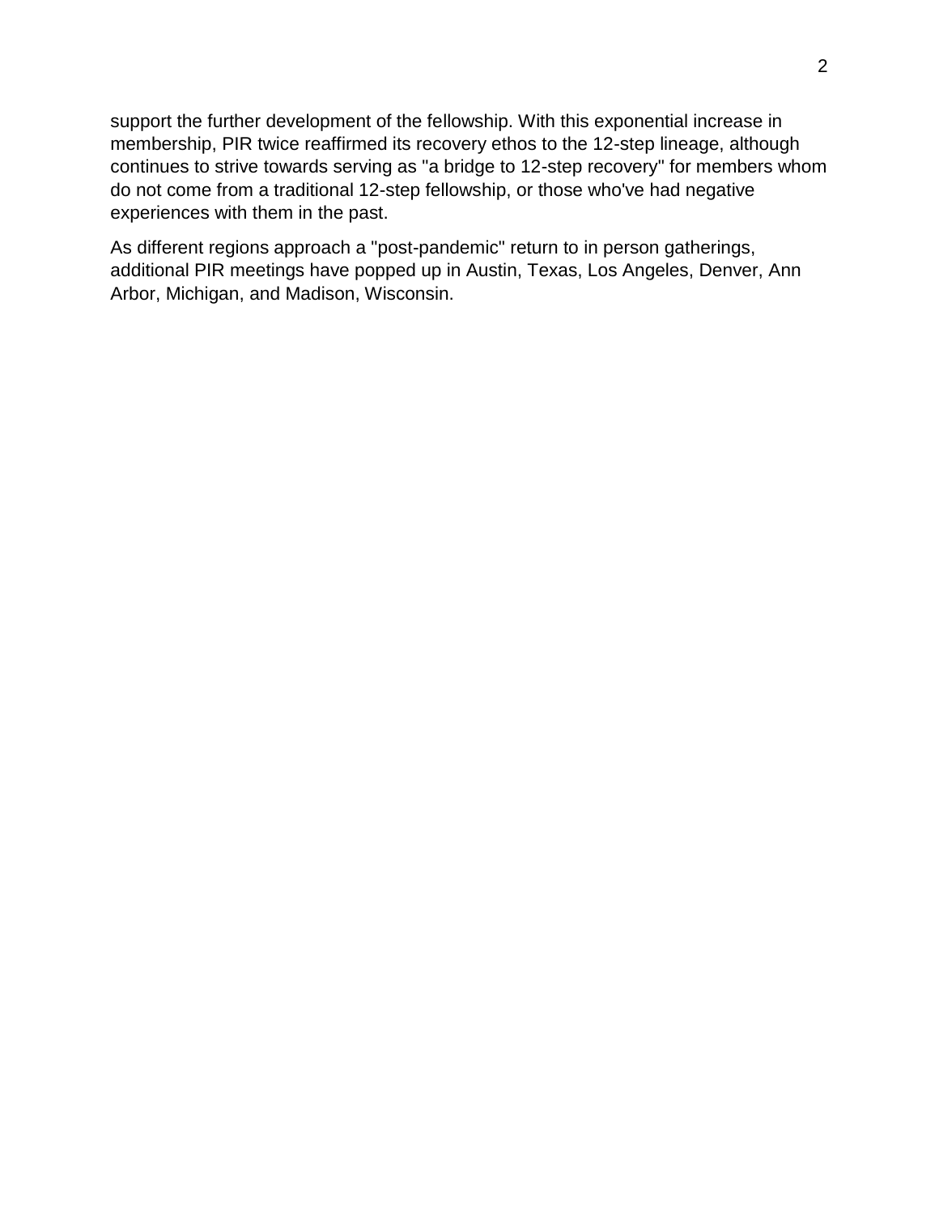support the further development of the fellowship. With this exponential increase in membership, PIR twice reaffirmed its recovery ethos to the 12-step lineage, although continues to strive towards serving as "a bridge to 12-step recovery" for members whom do not come from a traditional 12-step fellowship, or those who've had negative experiences with them in the past.

As different regions approach a "post-pandemic" return to in person gatherings, additional PIR meetings have popped up in Austin, Texas, Los Angeles, Denver, Ann Arbor, Michigan, and Madison, Wisconsin.